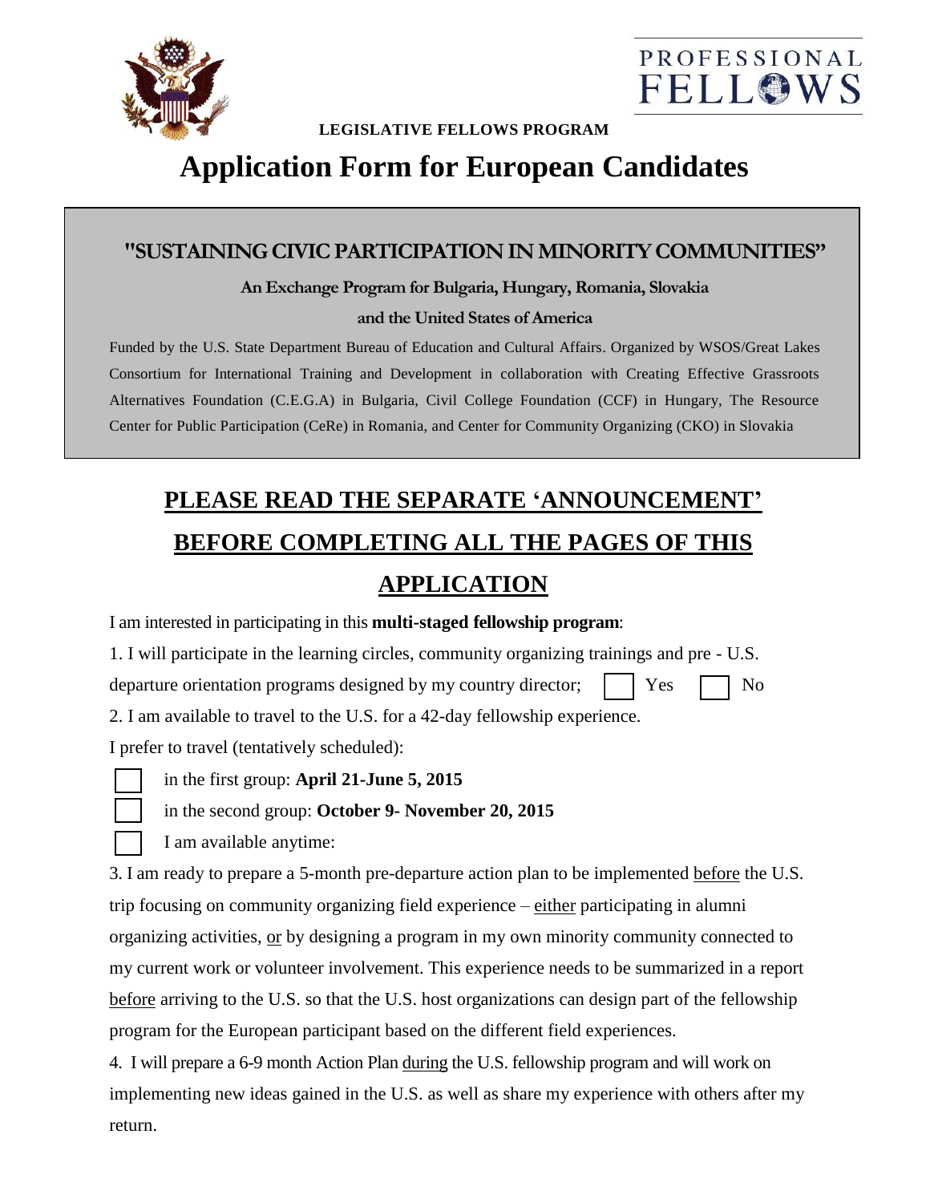PROFESSIONAL FELLOWS

**LEGISLATIVE FELLOWS PROGRAM**

# Application Form for European Candidates

## "SUSTAINING CIVIC PARTICIPATION IN MINORITY COMMUNITIES"

**An Exchange Program for Bulgaria, Hungary, Romania, Slovakia**

**and the United States of America**

Funded by the U.S. State Department Bureau of Education and Cultural Affairs. Organized by WSOS/Great Lakes Consortium for International Training and Development in collaboration with Creating Effective Grassroots Alternatives Foundation (C.E.G.A) in Bulgaria, Civil College Foundation (CCF) in Hungary, The Resource Center for Public Participation (CeRe) in Romania, and Center for Community Organizing (CKO) in Slovakia

## PLEASE READ THE SEPARATE 'ANNOUNCEMENT' BEFORE COMPLETING ALL THE PAGES OF THIS APPLICATION

I am interested in participating in this **multi-staged fellowship program**:

1. I will participate in the learning circles, community organizing trainings and pre - U.S. departure orientation programs designed by my country director; ☐ Yes ☐ No

2. I am available to travel to the U.S. for a 42-day fellowship experience.

I prefer to travel (tentatively scheduled):

☐ in the first group: **April 21-June 5, 2015**

☐ in the second group: **October 9- November 20, 2015**

☐ I am available anytime:

3. I am ready to prepare a 5-month pre-departure action plan to be implemented before the U.S. trip focusing on community organizing field experience – either participating in alumni organizing activities, or by designing a program in my own minority community connected to my current work or volunteer involvement. This experience needs to be summarized in a report before arriving to the U.S. so that the U.S. host organizations can design part of the fellowship program for the European participant based on the different field experiences.

4. I will prepare a 6-9 month Action Plan during the U.S. fellowship program and will work on implementing new ideas gained in the U.S. as well as share my experience with others after my return.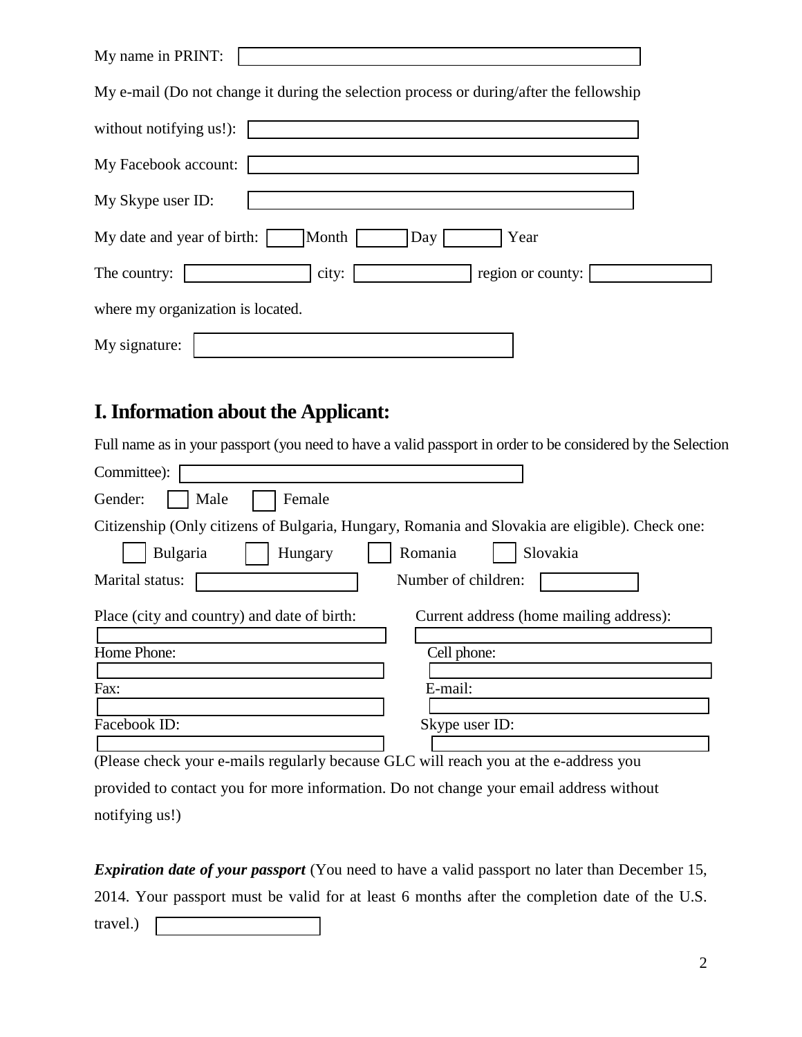My name in PRINT: \_\_\_\_\_\_\_\_\_\_\_\_\_\_\_\_\_\_\_\_

My e-mail (Do not change it during the selection process or during/after the fellowship without notifying us!): \_\_\_\_\_\_\_\_\_\_\_\_\_\_\_\_\_\_\_\_

My Facebook account: \_\_\_\_\_\_\_\_\_\_\_\_\_\_\_\_\_\_\_\_

My Skype user ID: \_\_\_\_\_\_\_\_\_\_\_\_\_\_\_\_\_\_\_\_

My date and year of birth: \_\_\_\_ Month \_\_\_\_ Day \_\_\_\_ Year

The country: \_\_\_\_\_\_\_\_ city: \_\_\_\_\_\_\_\_ region or county: \_\_\_\_\_\_\_\_

where my organization is located.

My signature: \_\_\_\_\_\_\_\_\_\_\_\_\_\_\_\_\_\_\_\_

## I. Information about the Applicant:

Full name as in your passport (you need to have a valid passport in order to be considered by the Selection Committee): \_\_\_\_\_\_\_\_\_\_\_\_\_\_\_\_\_\_\_\_

Gender: ☐ Male ☐ Female

Citizenship (Only citizens of Bulgaria, Hungary, Romania and Slovakia are eligible). Check one:

☐ Bulgaria ☐ Hungary ☐ Romania ☐ Slovakia

Marital status: \_\_\_\_\_\_\_\_ Number of children: \_\_\_\_\_\_\_\_

Place (city and country) and date of birth: \_\_\_\_\_\_\_\_\_\_\_\_\_\_\_\_\_\_\_\_

Current address (home mailing address): \_\_\_\_\_\_\_\_\_\_\_\_\_\_\_\_\_\_\_\_

Home Phone: \_\_\_\_\_\_\_\_\_\_\_\_\_\_\_\_\_\_\_\_

Cell phone: \_\_\_\_\_\_\_\_\_\_\_\_\_\_\_\_\_\_\_\_

Fax: \_\_\_\_\_\_\_\_\_\_\_\_\_\_\_\_\_\_\_\_

E-mail: \_\_\_\_\_\_\_\_\_\_\_\_\_\_\_\_\_\_\_\_

Facebook ID: \_\_\_\_\_\_\_\_\_\_\_\_\_\_\_\_\_\_\_\_

Skype user ID: \_\_\_\_\_\_\_\_\_\_\_\_\_\_\_\_\_\_\_\_

(Please check your e-mails regularly because GLC will reach you at the e-address you provided to contact you for more information. Do not change your email address without notifying us!)

***Expiration date of your passport*** (You need to have a valid passport no later than December 15, 2014. Your passport must be valid for at least 6 months after the completion date of the U.S. travel.) \_\_\_\_\_\_\_\_\_\_\_\_\_\_\_\_\_\_\_\_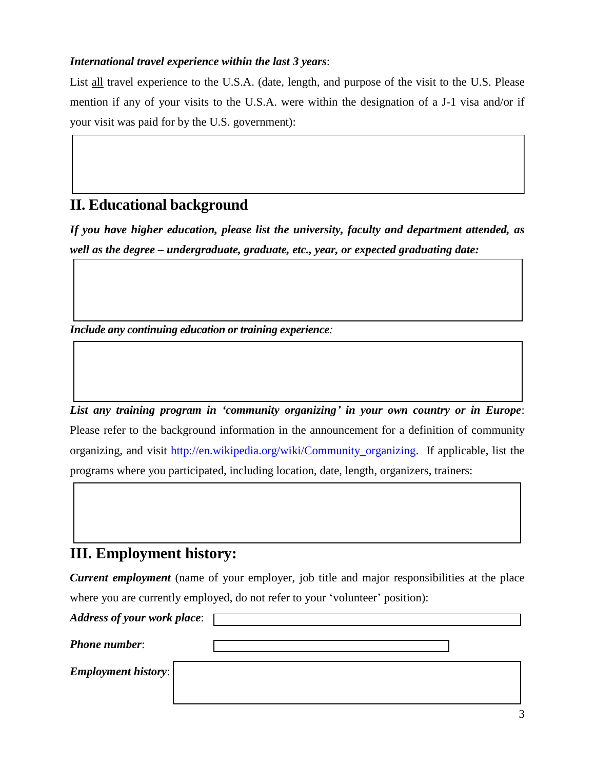***International travel experience within the last 3 years***:

List <u>all</u> travel experience to the U.S.A. (date, length, and purpose of the visit to the U.S. Please mention if any of your visits to the U.S.A. were within the designation of a J-1 visa and/or if your visit was paid for by the U.S. government):

## II. Educational background

***If you have higher education, please list the university, faculty and department attended, as well as the degree – undergraduate, graduate, etc., year, or expected graduating date:***

***Include any continuing education or training experience:***

***List any training program in 'community organizing' in your own country or in Europe***: Please refer to the background information in the announcement for a definition of community organizing, and visit [http://en.wikipedia.org/wiki/Community_organizing](http://en.wikipedia.org/wiki/Community_organizing). If applicable, list the programs where you participated, including location, date, length, organizers, trainers:

## III. Employment history:

***Current employment*** (name of your employer, job title and major responsibilities at the place where you are currently employed, do not refer to your 'volunteer' position):

***Address of your work place***:

***Phone number***:

***Employment history***: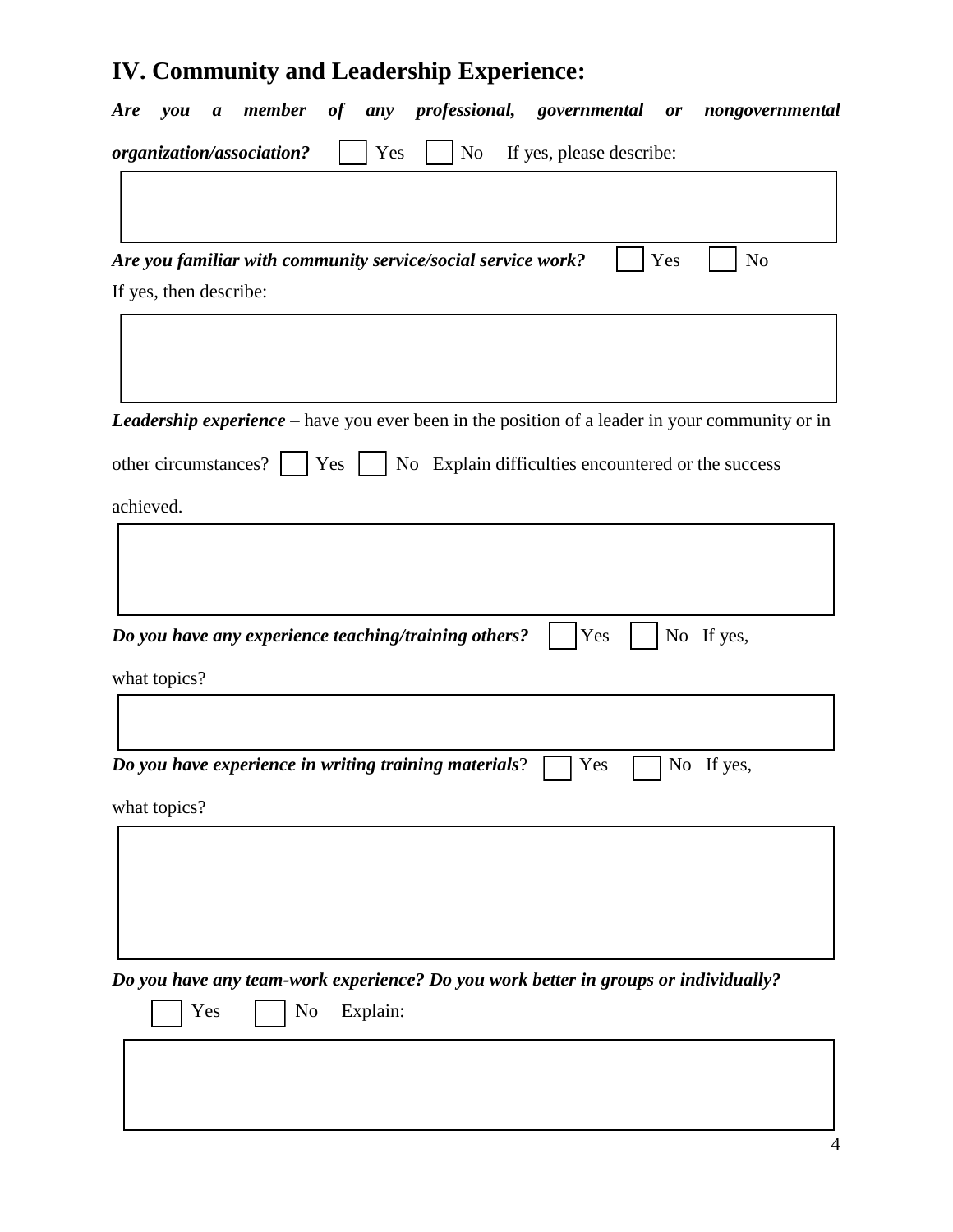## IV. Community and Leadership Experience:

***Are you a member of any professional, governmental or nongovernmental organization/association?*** ☐ Yes ☐ No If yes, please describe:

***Are you familiar with community service/social service work?*** ☐ Yes ☐ No

If yes, then describe:

***Leadership experience*** – have you ever been in the position of a leader in your community or in other circumstances? ☐ Yes ☐ No Explain difficulties encountered or the success achieved.

***Do you have any experience teaching/training others?*** ☐ Yes ☐ No If yes, what topics?

***Do you have experience in writing training materials***? ☐ Yes ☐ No If yes, what topics?

***Do you have any team-work experience? Do you work better in groups or individually?***

☐ Yes ☐ No Explain: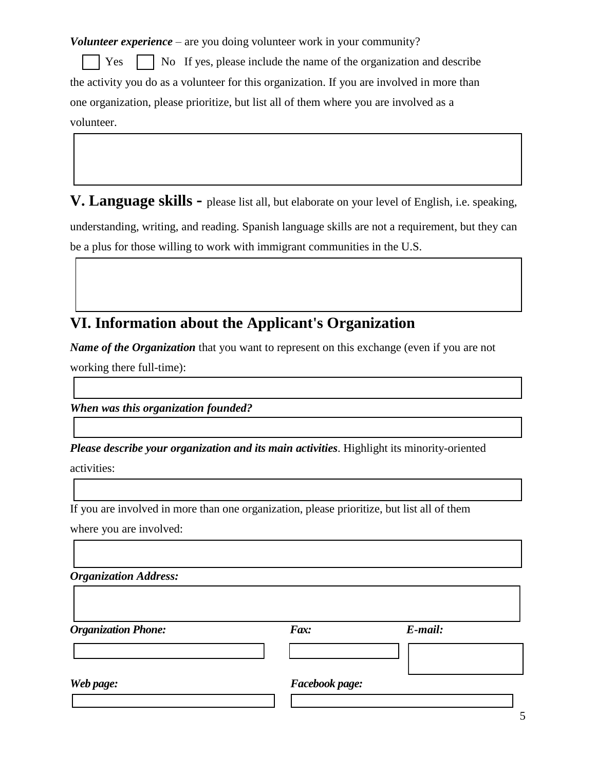***Volunteer experience*** – are you doing volunteer work in your community?

☐ Yes ☐ No If yes, please include the name of the organization and describe the activity you do as a volunteer for this organization. If you are involved in more than one organization, please prioritize, but list all of them where you are involved as a volunteer.

## V. Language skills - please list all, but elaborate on your level of English, i.e. speaking, understanding, writing, and reading. Spanish language skills are not a requirement, but they can be a plus for those willing to work with immigrant communities in the U.S.

## VI. Information about the Applicant's Organization

***Name of the Organization*** that you want to represent on this exchange (even if you are not working there full-time):

***When was this organization founded?***

***Please describe your organization and its main activities***. Highlight its minority-oriented activities:

If you are involved in more than one organization, please prioritize, but list all of them where you are involved:

***Organization Address:***

***Organization Phone:*** ***Fax:*** ***E-mail:***

***Web page:*** ***Facebook page:***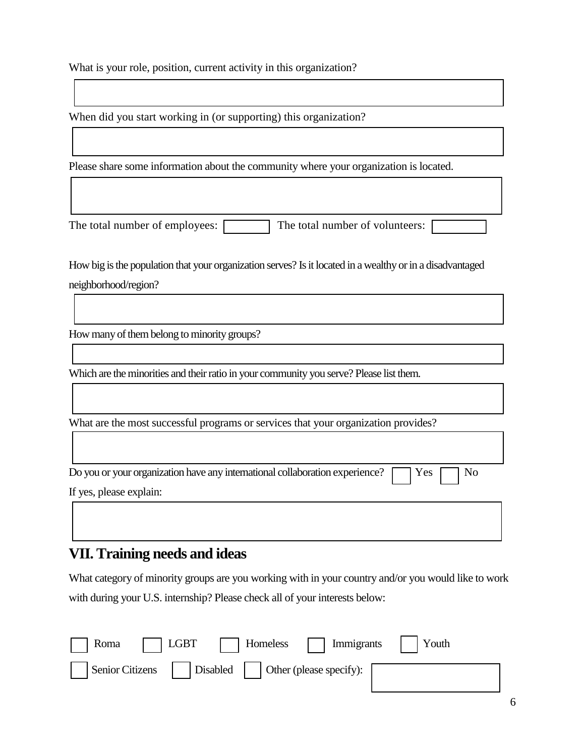What is your role, position, current activity in this organization?

When did you start working in (or supporting) this organization?

Please share some information about the community where your organization is located.

The total number of employees: The total number of volunteers:

How big is the population that your organization serves? Is it located in a wealthy or in a disadvantaged neighborhood/region?

How many of them belong to minority groups?

Which are the minorities and their ratio in your community you serve? Please list them.

What are the most successful programs or services that your organization provides?

Do you or your organization have any international collaboration experience? ☐ Yes ☐ No

If yes, please explain:

## VII. Training needs and ideas

What category of minority groups are you working with in your country and/or you would like to work with during your U.S. internship? Please check all of your interests below:

☐ Roma ☐ LGBT ☐ Homeless ☐ Immigrants ☐ Youth

☐ Senior Citizens ☐ Disabled ☐ Other (please specify):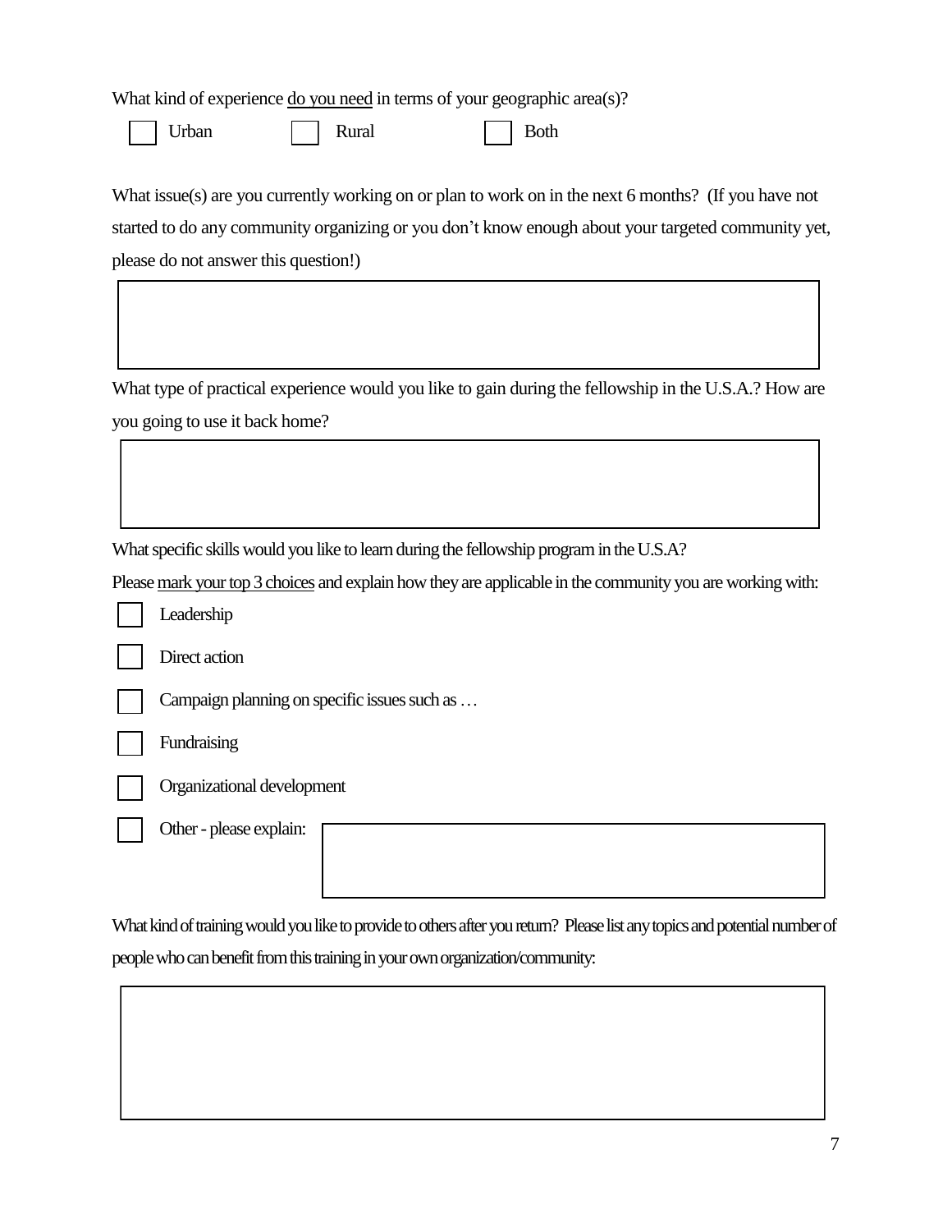What kind of experience <u>do you need</u> in terms of your geographic area(s)?

☐ Urban ☐ Rural ☐ Both

What issue(s) are you currently working on or plan to work on in the next 6 months? (If you have not started to do any community organizing or you don't know enough about your targeted community yet, please do not answer this question!)

| |
|---|
| |

What type of practical experience would you like to gain during the fellowship in the U.S.A.? How are you going to use it back home?

| |
|---|
| |

What specific skills would you like to learn during the fellowship program in the U.S.A?

Please <u>mark your top 3 choices</u> and explain how they are applicable in the community you are working with:

☐ Leadership

☐ Direct action

☐ Campaign planning on specific issues such as …

☐ Fundraising

☐ Organizational development

☐ Other - please explain:

| |
|---|
| |

What kind of training would you like to provide to others after you return? Please list any topics and potential number of people who can benefit from this training in your own organization/community:

| |
|---|
| |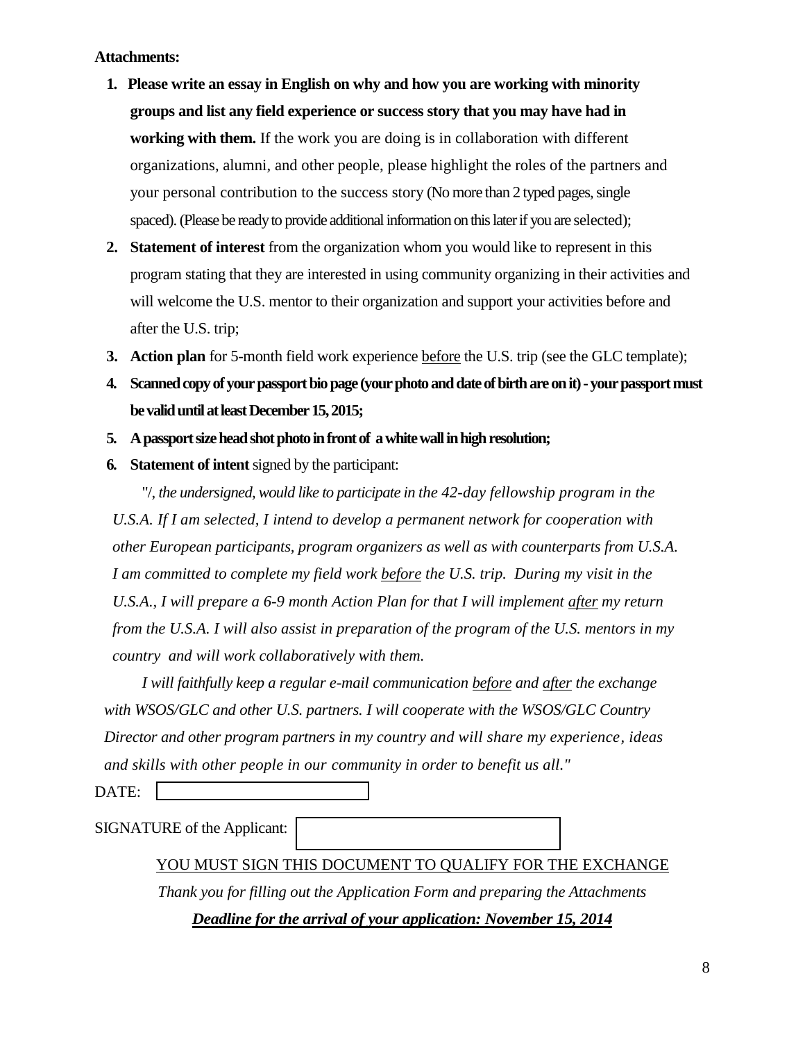**Attachments:**

1. **Please write an essay in English on why and how you are working with minority groups and list any field experience or success story that you may have had in working with them.** If the work you are doing is in collaboration with different organizations, alumni, and other people, please highlight the roles of the partners and your personal contribution to the success story (No more than 2 typed pages, single spaced). (Please be ready to provide additional information on this later if you are selected);
2. **Statement of interest** from the organization whom you would like to represent in this program stating that they are interested in using community organizing in their activities and will welcome the U.S. mentor to their organization and support your activities before and after the U.S. trip;
3. **Action plan** for 5-month field work experience <u>before</u> the U.S. trip (see the GLC template);
4. **Scanned copy of your passport bio page (your photo and date of birth are on it) - your passport must be valid until at least December 15, 2015;**
5. **A passport size head shot photo in front of a white wall in high resolution;**
6. **Statement of intent** signed by the participant:

"*I, the undersigned, would like to participate in the 42-day fellowship program in the U.S.A. If I am selected, I intend to develop a permanent network for cooperation with other European participants, program organizers as well as with counterparts from U.S.A. I am committed to complete my field work <u>before</u> the U.S. trip. During my visit in the U.S.A., I will prepare a 6-9 month Action Plan for that I will implement <u>after</u> my return from the U.S.A. I will also assist in preparation of the program of the U.S. mentors in my country and will work collaboratively with them.*

*I will faithfully keep a regular e-mail communication <u>before</u> and <u>after</u> the exchange with WSOS/GLC and other U.S. partners. I will cooperate with the WSOS/GLC Country Director and other program partners in my country and will share my experience, ideas and skills with other people in our community in order to benefit us all.*"

DATE: ____________________

SIGNATURE of the Applicant: ____________________

<u>YOU MUST SIGN THIS DOCUMENT TO QUALIFY FOR THE EXCHANGE</u>

*Thank you for filling out the Application Form and preparing the Attachments*

***<u>Deadline for the arrival of your application: November 15, 2014</u>***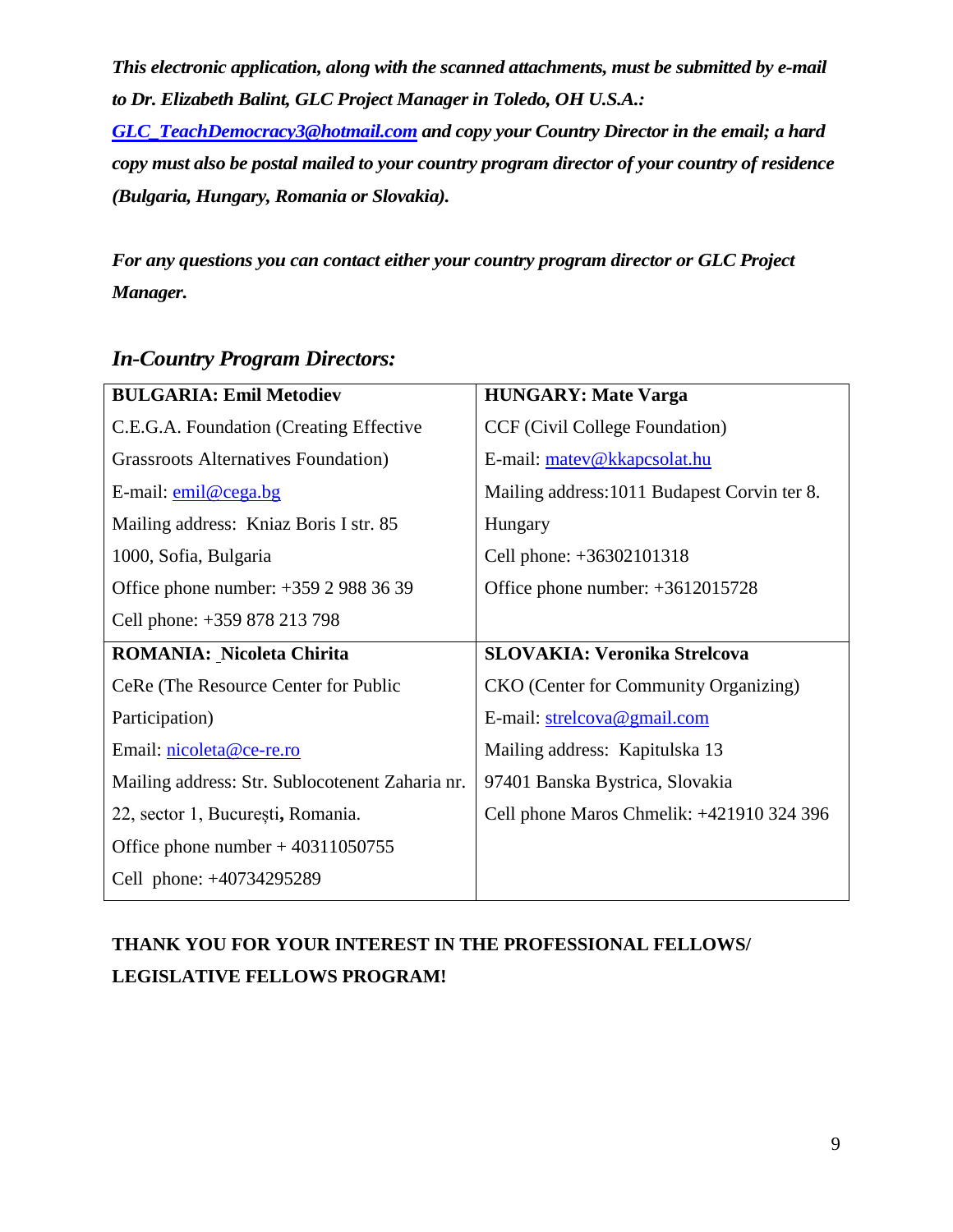***This electronic application, along with the scanned attachments, must be submitted by e-mail to Dr. Elizabeth Balint, GLC Project Manager in Toledo, OH U.S.A.: GLC_TeachDemocracy3@hotmail.com and copy your Country Director in the email; a hard copy must also be postal mailed to your country program director of your country of residence (Bulgaria, Hungary, Romania or Slovakia).***

***For any questions you can contact either your country program director or GLC Project Manager.***

## *In-Country Program Directors:*

| | |
|---|---|
| **BULGARIA: Emil Metodiev**<br>C.E.G.A. Foundation (Creating Effective Grassroots Alternatives Foundation)<br>E-mail: emil@cega.bg<br>Mailing address: Kniaz Boris I str. 85<br>1000, Sofia, Bulgaria<br>Office phone number: +359 2 988 36 39<br>Cell phone: +359 878 213 798 | **HUNGARY: Mate Varga**<br>CCF (Civil College Foundation)<br>E-mail: matev@kkapcsolat.hu<br>Mailing address:1011 Budapest Corvin ter 8. Hungary<br>Cell phone: +36302101318<br>Office phone number: +3612015728 |
| **ROMANIA: Nicoleta Chirita**<br>CeRe (The Resource Center for Public Participation)<br>Email: nicoleta@ce-re.ro<br>Mailing address: Str. Sublocotenent Zaharia nr. 22, sector 1, București**,** Romania.<br>Office phone number + 40311050755<br>Cell phone: +40734295289 | **SLOVAKIA: Veronika Strelcova**<br>CKO (Center for Community Organizing)<br>E-mail: strelcova@gmail.com<br>Mailing address: Kapitulska 13<br>97401 Banska Bystrica, Slovakia<br>Cell phone Maros Chmelik: +421910 324 396 |

**THANK YOU FOR YOUR INTEREST IN THE PROFESSIONAL FELLOWS/ LEGISLATIVE FELLOWS PROGRAM!**